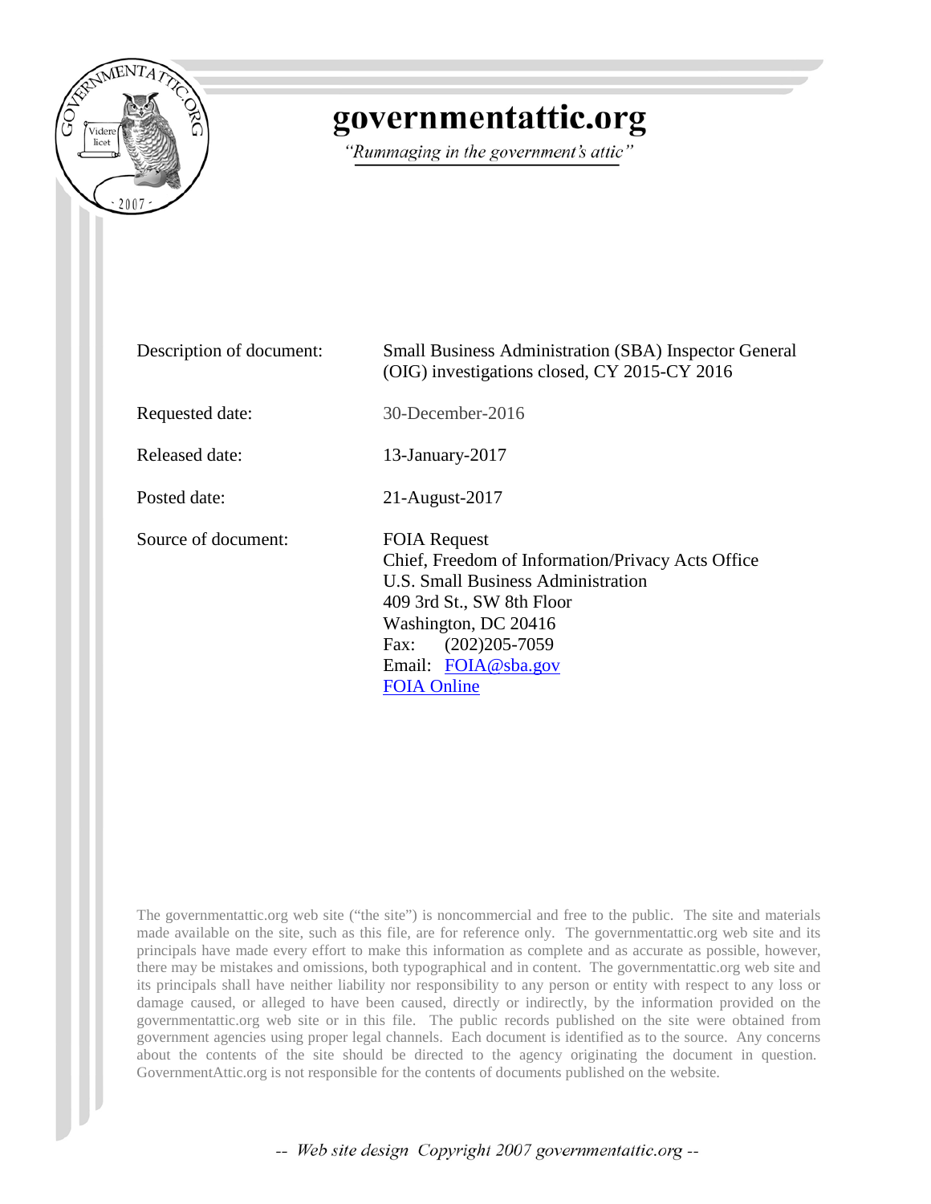# governmentattic.org

*"Rummaging in the government's attic"*

| | |
|---|---|
| Description of document: | Small Business Administration (SBA) Inspector General (OIG) investigations closed, CY 2015-CY 2016 |
| Requested date: | 30-December-2016 |
| Released date: | 13-January-2017 |
| Posted date: | 21-August-2017 |
| Source of document: | FOIA Request<br>Chief, Freedom of Information/Privacy Acts Office<br>U.S. Small Business Administration<br>409 3rd St., SW 8th Floor<br>Washington, DC 20416<br>Fax: (202)205-7059<br>Email: FOIA@sba.gov<br>FOIA Online |

The governmentattic.org web site ("the site") is noncommercial and free to the public. The site and materials made available on the site, such as this file, are for reference only. The governmentattic.org web site and its principals have made every effort to make this information as complete and as accurate as possible, however, there may be mistakes and omissions, both typographical and in content. The governmentattic.org web site and its principals shall have neither liability nor responsibility to any person or entity with respect to any loss or damage caused, or alleged to have been caused, directly or indirectly, by the information provided on the governmentattic.org web site or in this file. The public records published on the site were obtained from government agencies using proper legal channels. Each document is identified as to the source. Any concerns about the contents of the site should be directed to the agency originating the document in question. GovernmentAttic.org is not responsible for the contents of documents published on the website.

-- Web site design Copyright 2007 governmentattic.org --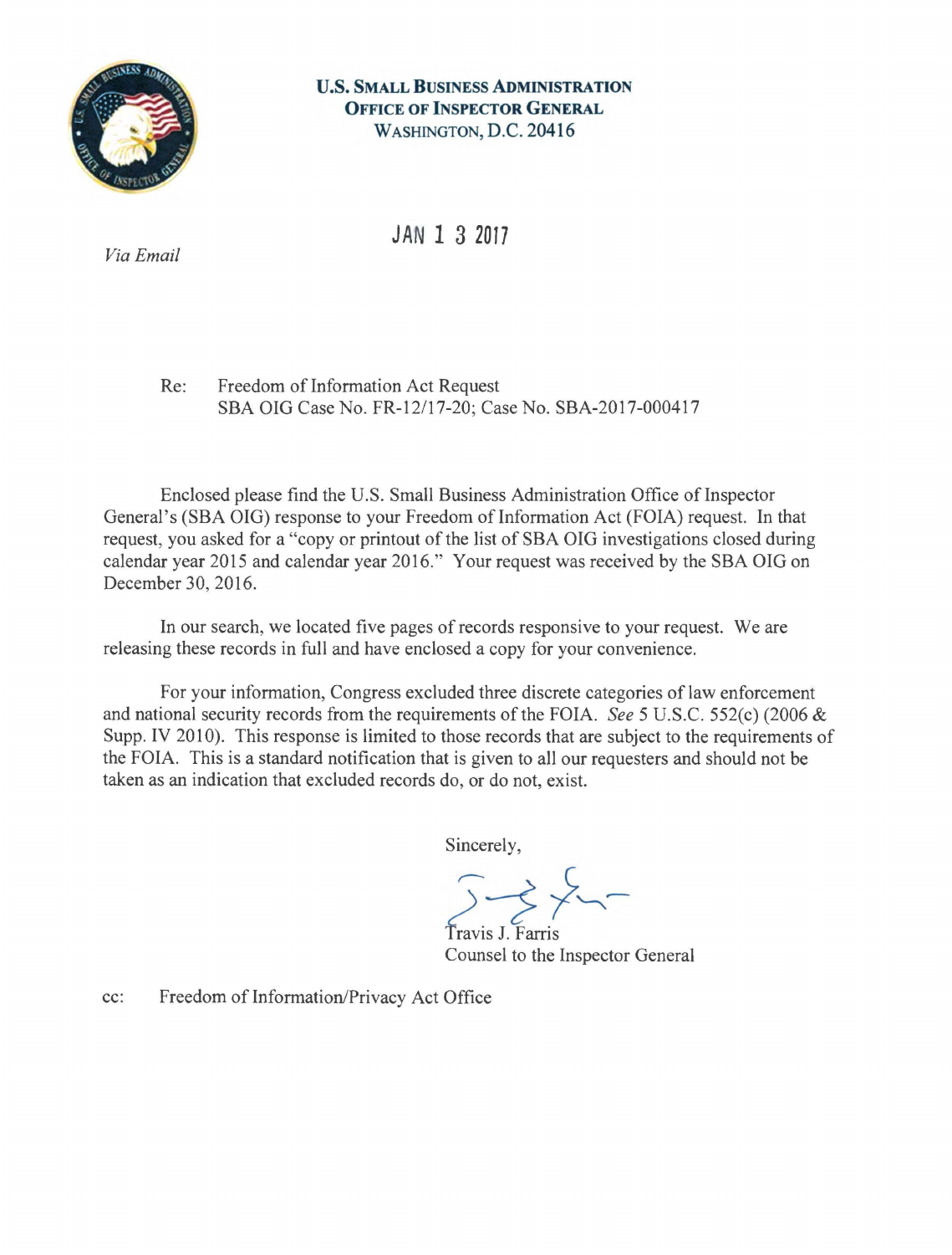**U.S. SMALL BUSINESS ADMINISTRATION**
**OFFICE OF INSPECTOR GENERAL**
WASHINGTON, D.C. 20416

JAN 13 2017

*Via Email*

Re: Freedom of Information Act Request
SBA OIG Case No. FR-12/17-20; Case No. SBA-2017-000417

Enclosed please find the U.S. Small Business Administration Office of Inspector General's (SBA OIG) response to your Freedom of Information Act (FOIA) request. In that request, you asked for a "copy or printout of the list of SBA OIG investigations closed during calendar year 2015 and calendar year 2016." Your request was received by the SBA OIG on December 30, 2016.

In our search, we located five pages of records responsive to your request. We are releasing these records in full and have enclosed a copy for your convenience.

For your information, Congress excluded three discrete categories of law enforcement and national security records from the requirements of the FOIA. *See* 5 U.S.C. 552(c) (2006 & Supp. IV 2010). This response is limited to those records that are subject to the requirements of the FOIA. This is a standard notification that is given to all our requesters and should not be taken as an indication that excluded records do, or do not, exist.

Sincerely,

Travis J. Farris
Counsel to the Inspector General

cc: Freedom of Information/Privacy Act Office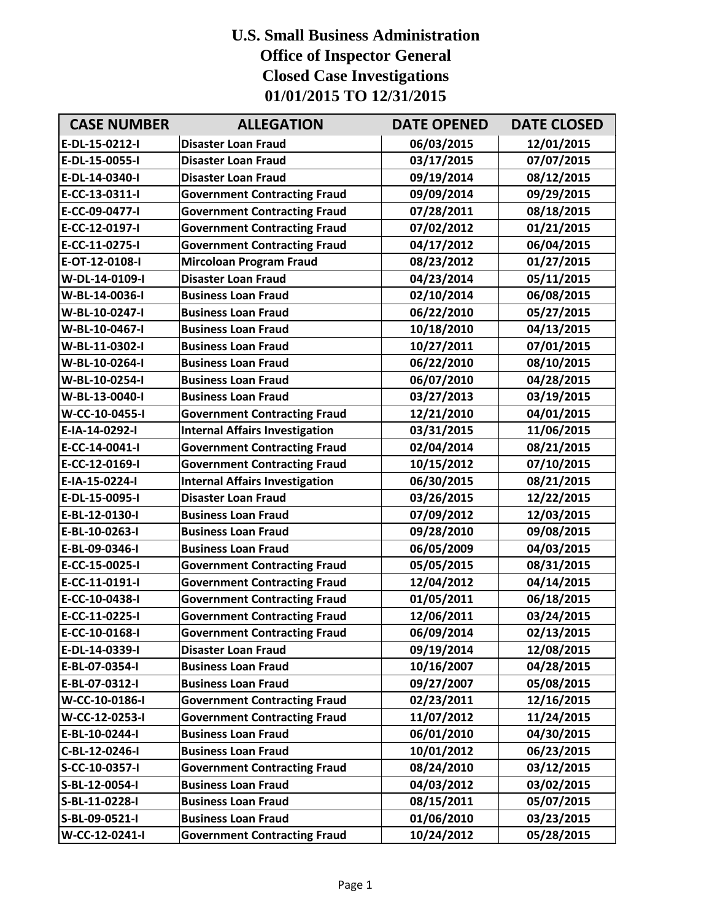# U.S. Small Business Administration
# Office of Inspector General
# Closed Case Investigations
# 01/01/2015 TO 12/31/2015

| CASE NUMBER | ALLEGATION | DATE OPENED | DATE CLOSED |
|---|---|---|---|
| E-DL-15-0212-I | Disaster Loan Fraud | 06/03/2015 | 12/01/2015 |
| E-DL-15-0055-I | Disaster Loan Fraud | 03/17/2015 | 07/07/2015 |
| E-DL-14-0340-I | Disaster Loan Fraud | 09/19/2014 | 08/12/2015 |
| E-CC-13-0311-I | Government Contracting Fraud | 09/09/2014 | 09/29/2015 |
| E-CC-09-0477-I | Government Contracting Fraud | 07/28/2011 | 08/18/2015 |
| E-CC-12-0197-I | Government Contracting Fraud | 07/02/2012 | 01/21/2015 |
| E-CC-11-0275-I | Government Contracting Fraud | 04/17/2012 | 06/04/2015 |
| E-OT-12-0108-I | Mircoloan Program Fraud | 08/23/2012 | 01/27/2015 |
| W-DL-14-0109-I | Disaster Loan Fraud | 04/23/2014 | 05/11/2015 |
| W-BL-14-0036-I | Business Loan Fraud | 02/10/2014 | 06/08/2015 |
| W-BL-10-0247-I | Business Loan Fraud | 06/22/2010 | 05/27/2015 |
| W-BL-10-0467-I | Business Loan Fraud | 10/18/2010 | 04/13/2015 |
| W-BL-11-0302-I | Business Loan Fraud | 10/27/2011 | 07/01/2015 |
| W-BL-10-0264-I | Business Loan Fraud | 06/22/2010 | 08/10/2015 |
| W-BL-10-0254-I | Business Loan Fraud | 06/07/2010 | 04/28/2015 |
| W-BL-13-0040-I | Business Loan Fraud | 03/27/2013 | 03/19/2015 |
| W-CC-10-0455-I | Government Contracting Fraud | 12/21/2010 | 04/01/2015 |
| E-IA-14-0292-I | Internal Affairs Investigation | 03/31/2015 | 11/06/2015 |
| E-CC-14-0041-I | Government Contracting Fraud | 02/04/2014 | 08/21/2015 |
| E-CC-12-0169-I | Government Contracting Fraud | 10/15/2012 | 07/10/2015 |
| E-IA-15-0224-I | Internal Affairs Investigation | 06/30/2015 | 08/21/2015 |
| E-DL-15-0095-I | Disaster Loan Fraud | 03/26/2015 | 12/22/2015 |
| E-BL-12-0130-I | Business Loan Fraud | 07/09/2012 | 12/03/2015 |
| E-BL-10-0263-I | Business Loan Fraud | 09/28/2010 | 09/08/2015 |
| E-BL-09-0346-I | Business Loan Fraud | 06/05/2009 | 04/03/2015 |
| E-CC-15-0025-I | Government Contracting Fraud | 05/05/2015 | 08/31/2015 |
| E-CC-11-0191-I | Government Contracting Fraud | 12/04/2012 | 04/14/2015 |
| E-CC-10-0438-I | Government Contracting Fraud | 01/05/2011 | 06/18/2015 |
| E-CC-11-0225-I | Government Contracting Fraud | 12/06/2011 | 03/24/2015 |
| E-CC-10-0168-I | Government Contracting Fraud | 06/09/2014 | 02/13/2015 |
| E-DL-14-0339-I | Disaster Loan Fraud | 09/19/2014 | 12/08/2015 |
| E-BL-07-0354-I | Business Loan Fraud | 10/16/2007 | 04/28/2015 |
| E-BL-07-0312-I | Business Loan Fraud | 09/27/2007 | 05/08/2015 |
| W-CC-10-0186-I | Government Contracting Fraud | 02/23/2011 | 12/16/2015 |
| W-CC-12-0253-I | Government Contracting Fraud | 11/07/2012 | 11/24/2015 |
| E-BL-10-0244-I | Business Loan Fraud | 06/01/2010 | 04/30/2015 |
| C-BL-12-0246-I | Business Loan Fraud | 10/01/2012 | 06/23/2015 |
| S-CC-10-0357-I | Government Contracting Fraud | 08/24/2010 | 03/12/2015 |
| S-BL-12-0054-I | Business Loan Fraud | 04/03/2012 | 03/02/2015 |
| S-BL-11-0228-I | Business Loan Fraud | 08/15/2011 | 05/07/2015 |
| S-BL-09-0521-I | Business Loan Fraud | 01/06/2010 | 03/23/2015 |
| W-CC-12-0241-I | Government Contracting Fraud | 10/24/2012 | 05/28/2015 |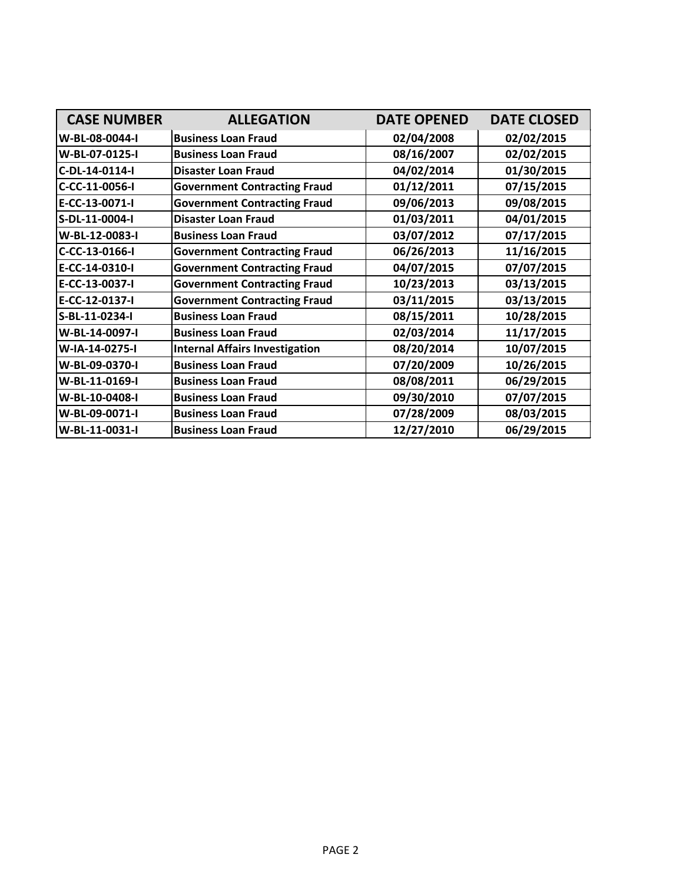| CASE NUMBER | ALLEGATION | DATE OPENED | DATE CLOSED |
| --- | --- | --- | --- |
| W-BL-08-0044-I | Business Loan Fraud | 02/04/2008 | 02/02/2015 |
| W-BL-07-0125-I | Business Loan Fraud | 08/16/2007 | 02/02/2015 |
| C-DL-14-0114-I | Disaster Loan Fraud | 04/02/2014 | 01/30/2015 |
| C-CC-11-0056-I | Government Contracting Fraud | 01/12/2011 | 07/15/2015 |
| E-CC-13-0071-I | Government Contracting Fraud | 09/06/2013 | 09/08/2015 |
| S-DL-11-0004-I | Disaster Loan Fraud | 01/03/2011 | 04/01/2015 |
| W-BL-12-0083-I | Business Loan Fraud | 03/07/2012 | 07/17/2015 |
| C-CC-13-0166-I | Government Contracting Fraud | 06/26/2013 | 11/16/2015 |
| E-CC-14-0310-I | Government Contracting Fraud | 04/07/2015 | 07/07/2015 |
| E-CC-13-0037-I | Government Contracting Fraud | 10/23/2013 | 03/13/2015 |
| E-CC-12-0137-I | Government Contracting Fraud | 03/11/2015 | 03/13/2015 |
| S-BL-11-0234-I | Business Loan Fraud | 08/15/2011 | 10/28/2015 |
| W-BL-14-0097-I | Business Loan Fraud | 02/03/2014 | 11/17/2015 |
| W-IA-14-0275-I | Internal Affairs Investigation | 08/20/2014 | 10/07/2015 |
| W-BL-09-0370-I | Business Loan Fraud | 07/20/2009 | 10/26/2015 |
| W-BL-11-0169-I | Business Loan Fraud | 08/08/2011 | 06/29/2015 |
| W-BL-10-0408-I | Business Loan Fraud | 09/30/2010 | 07/07/2015 |
| W-BL-09-0071-I | Business Loan Fraud | 07/28/2009 | 08/03/2015 |
| W-BL-11-0031-I | Business Loan Fraud | 12/27/2010 | 06/29/2015 |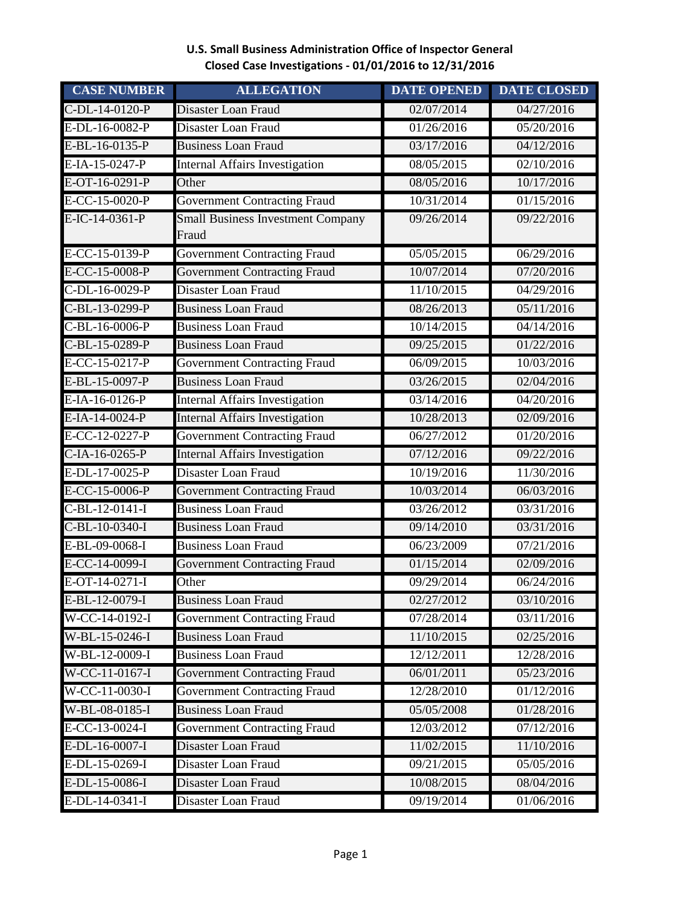**U.S. Small Business Administration Office of Inspector General**
**Closed Case Investigations - 01/01/2016 to 12/31/2016**

| CASE NUMBER | ALLEGATION | DATE OPENED | DATE CLOSED |
|---|---|---|---|
| C-DL-14-0120-P | Disaster Loan Fraud | 02/07/2014 | 04/27/2016 |
| E-DL-16-0082-P | Disaster Loan Fraud | 01/26/2016 | 05/20/2016 |
| E-BL-16-0135-P | Business Loan Fraud | 03/17/2016 | 04/12/2016 |
| E-IA-15-0247-P | Internal Affairs Investigation | 08/05/2015 | 02/10/2016 |
| E-OT-16-0291-P | Other | 08/05/2016 | 10/17/2016 |
| E-CC-15-0020-P | Government Contracting Fraud | 10/31/2014 | 01/15/2016 |
| E-IC-14-0361-P | Small Business Investment Company Fraud | 09/26/2014 | 09/22/2016 |
| E-CC-15-0139-P | Government Contracting Fraud | 05/05/2015 | 06/29/2016 |
| E-CC-15-0008-P | Government Contracting Fraud | 10/07/2014 | 07/20/2016 |
| C-DL-16-0029-P | Disaster Loan Fraud | 11/10/2015 | 04/29/2016 |
| C-BL-13-0299-P | Business Loan Fraud | 08/26/2013 | 05/11/2016 |
| C-BL-16-0006-P | Business Loan Fraud | 10/14/2015 | 04/14/2016 |
| C-BL-15-0289-P | Business Loan Fraud | 09/25/2015 | 01/22/2016 |
| E-CC-15-0217-P | Government Contracting Fraud | 06/09/2015 | 10/03/2016 |
| E-BL-15-0097-P | Business Loan Fraud | 03/26/2015 | 02/04/2016 |
| E-IA-16-0126-P | Internal Affairs Investigation | 03/14/2016 | 04/20/2016 |
| E-IA-14-0024-P | Internal Affairs Investigation | 10/28/2013 | 02/09/2016 |
| E-CC-12-0227-P | Government Contracting Fraud | 06/27/2012 | 01/20/2016 |
| C-IA-16-0265-P | Internal Affairs Investigation | 07/12/2016 | 09/22/2016 |
| E-DL-17-0025-P | Disaster Loan Fraud | 10/19/2016 | 11/30/2016 |
| E-CC-15-0006-P | Government Contracting Fraud | 10/03/2014 | 06/03/2016 |
| C-BL-12-0141-I | Business Loan Fraud | 03/26/2012 | 03/31/2016 |
| C-BL-10-0340-I | Business Loan Fraud | 09/14/2010 | 03/31/2016 |
| E-BL-09-0068-I | Business Loan Fraud | 06/23/2009 | 07/21/2016 |
| E-CC-14-0099-I | Government Contracting Fraud | 01/15/2014 | 02/09/2016 |
| E-OT-14-0271-I | Other | 09/29/2014 | 06/24/2016 |
| E-BL-12-0079-I | Business Loan Fraud | 02/27/2012 | 03/10/2016 |
| W-CC-14-0192-I | Government Contracting Fraud | 07/28/2014 | 03/11/2016 |
| W-BL-15-0246-I | Business Loan Fraud | 11/10/2015 | 02/25/2016 |
| W-BL-12-0009-I | Business Loan Fraud | 12/12/2011 | 12/28/2016 |
| W-CC-11-0167-I | Government Contracting Fraud | 06/01/2011 | 05/23/2016 |
| W-CC-11-0030-I | Government Contracting Fraud | 12/28/2010 | 01/12/2016 |
| W-BL-08-0185-I | Business Loan Fraud | 05/05/2008 | 01/28/2016 |
| E-CC-13-0024-I | Government Contracting Fraud | 12/03/2012 | 07/12/2016 |
| E-DL-16-0007-I | Disaster Loan Fraud | 11/02/2015 | 11/10/2016 |
| E-DL-15-0269-I | Disaster Loan Fraud | 09/21/2015 | 05/05/2016 |
| E-DL-15-0086-I | Disaster Loan Fraud | 10/08/2015 | 08/04/2016 |
| E-DL-14-0341-I | Disaster Loan Fraud | 09/19/2014 | 01/06/2016 |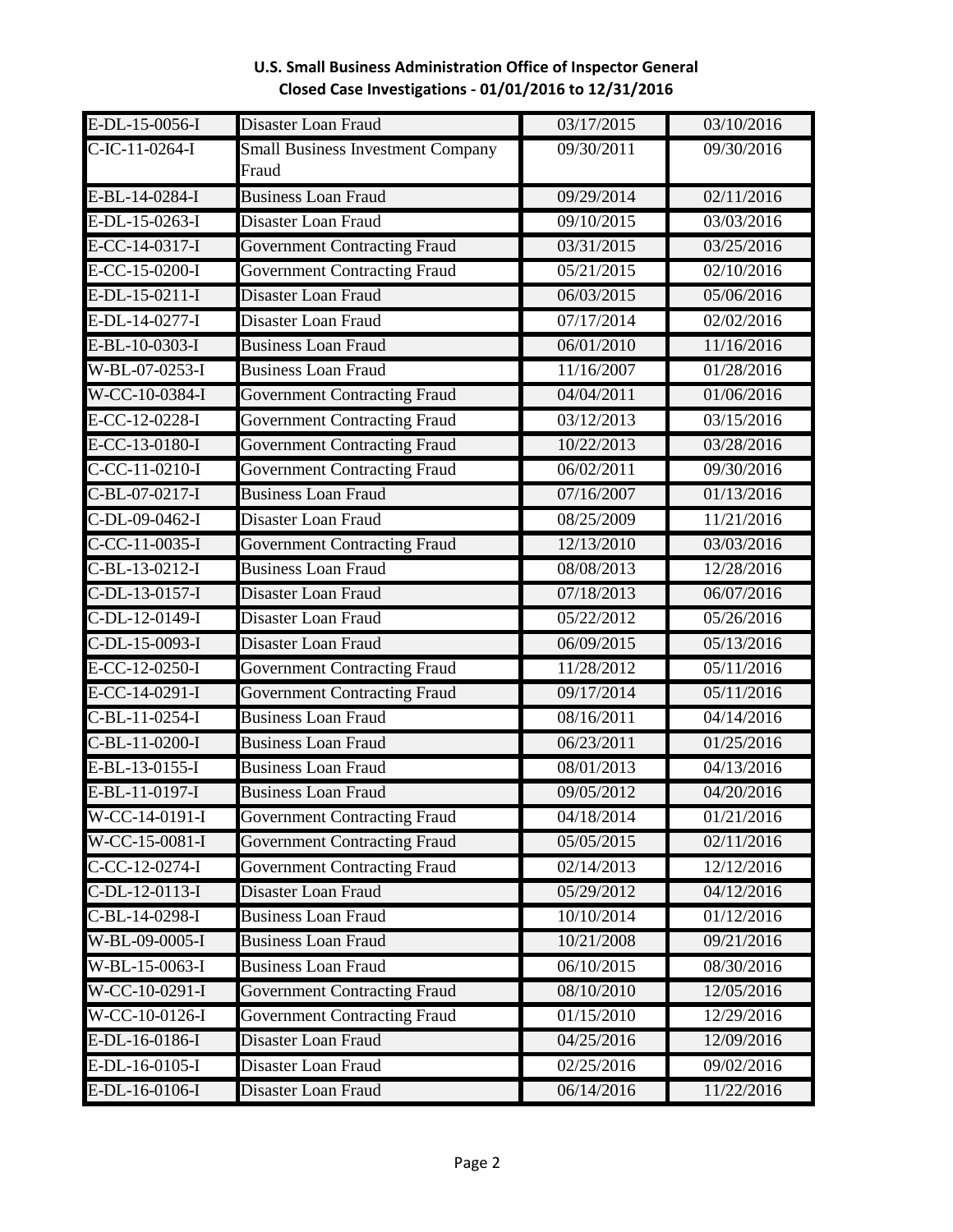**U.S. Small Business Administration Office of Inspector General**
**Closed Case Investigations - 01/01/2016 to 12/31/2016**

| | | | |
|---|---|---|---|
| E-DL-15-0056-I | Disaster Loan Fraud | 03/17/2015 | 03/10/2016 |
| C-IC-11-0264-I | Small Business Investment Company Fraud | 09/30/2011 | 09/30/2016 |
| E-BL-14-0284-I | Business Loan Fraud | 09/29/2014 | 02/11/2016 |
| E-DL-15-0263-I | Disaster Loan Fraud | 09/10/2015 | 03/03/2016 |
| E-CC-14-0317-I | Government Contracting Fraud | 03/31/2015 | 03/25/2016 |
| E-CC-15-0200-I | Government Contracting Fraud | 05/21/2015 | 02/10/2016 |
| E-DL-15-0211-I | Disaster Loan Fraud | 06/03/2015 | 05/06/2016 |
| E-DL-14-0277-I | Disaster Loan Fraud | 07/17/2014 | 02/02/2016 |
| E-BL-10-0303-I | Business Loan Fraud | 06/01/2010 | 11/16/2016 |
| W-BL-07-0253-I | Business Loan Fraud | 11/16/2007 | 01/28/2016 |
| W-CC-10-0384-I | Government Contracting Fraud | 04/04/2011 | 01/06/2016 |
| E-CC-12-0228-I | Government Contracting Fraud | 03/12/2013 | 03/15/2016 |
| E-CC-13-0180-I | Government Contracting Fraud | 10/22/2013 | 03/28/2016 |
| C-CC-11-0210-I | Government Contracting Fraud | 06/02/2011 | 09/30/2016 |
| C-BL-07-0217-I | Business Loan Fraud | 07/16/2007 | 01/13/2016 |
| C-DL-09-0462-I | Disaster Loan Fraud | 08/25/2009 | 11/21/2016 |
| C-CC-11-0035-I | Government Contracting Fraud | 12/13/2010 | 03/03/2016 |
| C-BL-13-0212-I | Business Loan Fraud | 08/08/2013 | 12/28/2016 |
| C-DL-13-0157-I | Disaster Loan Fraud | 07/18/2013 | 06/07/2016 |
| C-DL-12-0149-I | Disaster Loan Fraud | 05/22/2012 | 05/26/2016 |
| C-DL-15-0093-I | Disaster Loan Fraud | 06/09/2015 | 05/13/2016 |
| E-CC-12-0250-I | Government Contracting Fraud | 11/28/2012 | 05/11/2016 |
| E-CC-14-0291-I | Government Contracting Fraud | 09/17/2014 | 05/11/2016 |
| C-BL-11-0254-I | Business Loan Fraud | 08/16/2011 | 04/14/2016 |
| C-BL-11-0200-I | Business Loan Fraud | 06/23/2011 | 01/25/2016 |
| E-BL-13-0155-I | Business Loan Fraud | 08/01/2013 | 04/13/2016 |
| E-BL-11-0197-I | Business Loan Fraud | 09/05/2012 | 04/20/2016 |
| W-CC-14-0191-I | Government Contracting Fraud | 04/18/2014 | 01/21/2016 |
| W-CC-15-0081-I | Government Contracting Fraud | 05/05/2015 | 02/11/2016 |
| C-CC-12-0274-I | Government Contracting Fraud | 02/14/2013 | 12/12/2016 |
| C-DL-12-0113-I | Disaster Loan Fraud | 05/29/2012 | 04/12/2016 |
| C-BL-14-0298-I | Business Loan Fraud | 10/10/2014 | 01/12/2016 |
| W-BL-09-0005-I | Business Loan Fraud | 10/21/2008 | 09/21/2016 |
| W-BL-15-0063-I | Business Loan Fraud | 06/10/2015 | 08/30/2016 |
| W-CC-10-0291-I | Government Contracting Fraud | 08/10/2010 | 12/05/2016 |
| W-CC-10-0126-I | Government Contracting Fraud | 01/15/2010 | 12/29/2016 |
| E-DL-16-0186-I | Disaster Loan Fraud | 04/25/2016 | 12/09/2016 |
| E-DL-16-0105-I | Disaster Loan Fraud | 02/25/2016 | 09/02/2016 |
| E-DL-16-0106-I | Disaster Loan Fraud | 06/14/2016 | 11/22/2016 |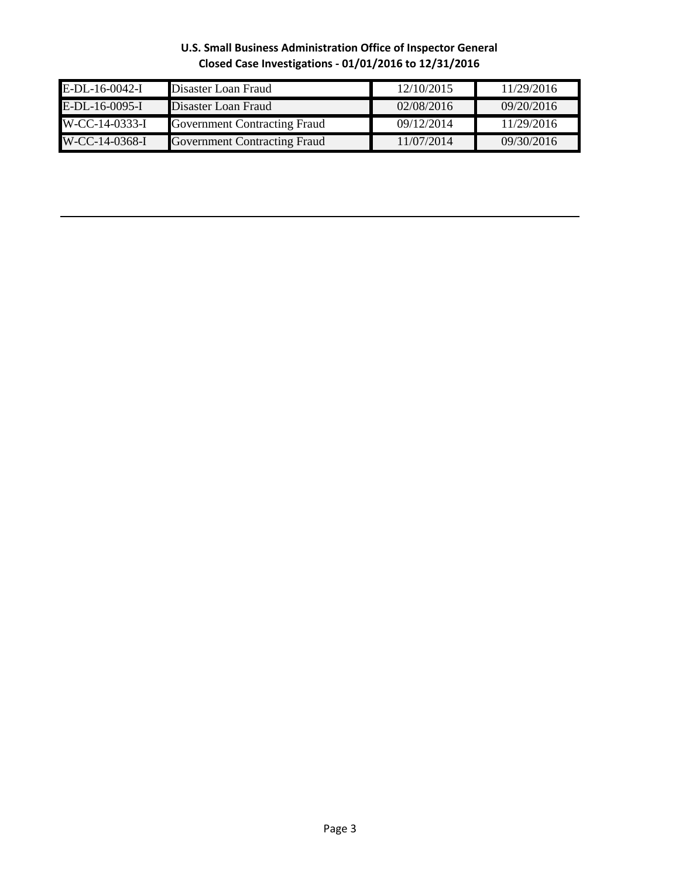**U.S. Small Business Administration Office of Inspector General**
**Closed Case Investigations - 01/01/2016 to 12/31/2016**

| | | | |
|---|---|---|---|
| E-DL-16-0042-I | Disaster Loan Fraud | 12/10/2015 | 11/29/2016 |
| E-DL-16-0095-I | Disaster Loan Fraud | 02/08/2016 | 09/20/2016 |
| W-CC-14-0333-I | Government Contracting Fraud | 09/12/2014 | 11/29/2016 |
| W-CC-14-0368-I | Government Contracting Fraud | 11/07/2014 | 09/30/2016 |